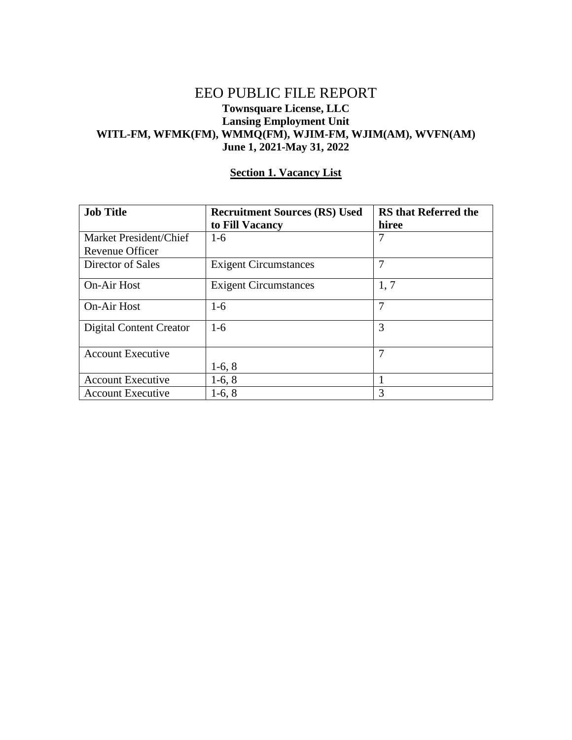# EEO PUBLIC FILE REPORT

**Townsquare License, LLC**
**Lansing Employment Unit**
**WITL-FM, WFMK(FM), WMMQ(FM), WJIM-FM, WJIM(AM), WVFN(AM)**
**June 1, 2021-May 31, 2022**

## Section 1. Vacancy List

| Job Title | Recruitment Sources (RS) Used to Fill Vacancy | RS that Referred the hiree |
|---|---|---|
| Market President/Chief Revenue Officer | 1-6 | 7 |
| Director of Sales | Exigent Circumstances | 7 |
| On-Air Host | Exigent Circumstances | 1, 7 |
| On-Air Host | 1-6 | 7 |
| Digital Content Creator | 1-6 | 3 |
| Account Executive | 1-6, 8 | 7 |
| Account Executive | 1-6, 8 | 1 |
| Account Executive | 1-6, 8 | 3 |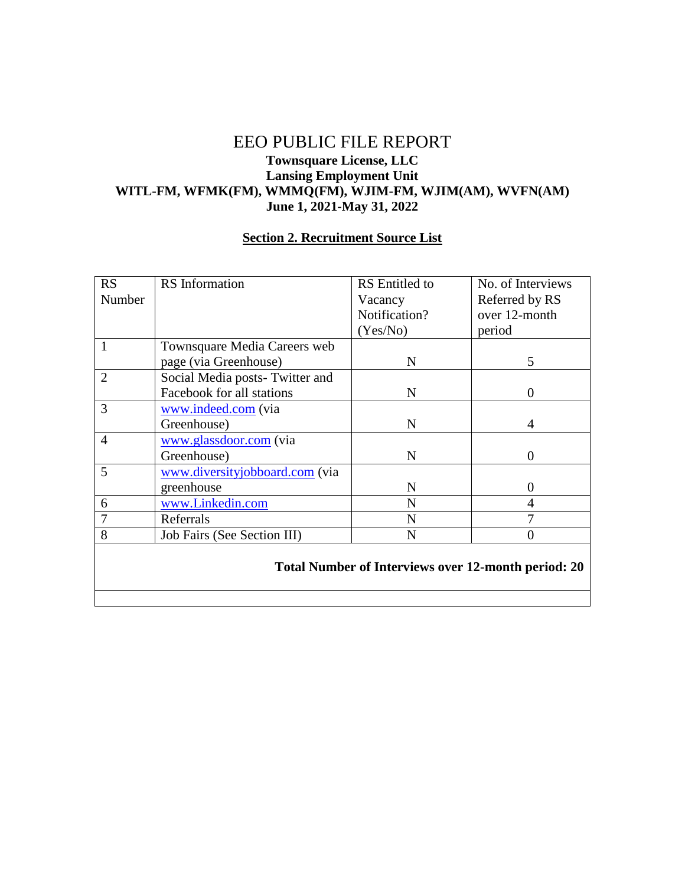# EEO PUBLIC FILE REPORT

**Townsquare License, LLC**
**Lansing Employment Unit**
**WITL-FM, WFMK(FM), WMMQ(FM), WJIM-FM, WJIM(AM), WVFN(AM)**
**June 1, 2021-May 31, 2022**

## Section 2. Recruitment Source List

| RS Number | RS Information | RS Entitled to Vacancy Notification? (Yes/No) | No. of Interviews Referred by RS over 12-month period |
|---|---|---|---|
| 1 | Townsquare Media Careers web page (via Greenhouse) | N | 5 |
| 2 | Social Media posts- Twitter and Facebook for all stations | N | 0 |
| 3 | www.indeed.com (via Greenhouse) | N | 4 |
| 4 | www.glassdoor.com (via Greenhouse) | N | 0 |
| 5 | www.diversityjobboard.com (via greenhouse | N | 0 |
| 6 | www.Linkedin.com | N | 4 |
| 7 | Referrals | N | 7 |
| 8 | Job Fairs (See Section III) | N | 0 |
| | **Total Number of Interviews over 12-month period: 20** | | |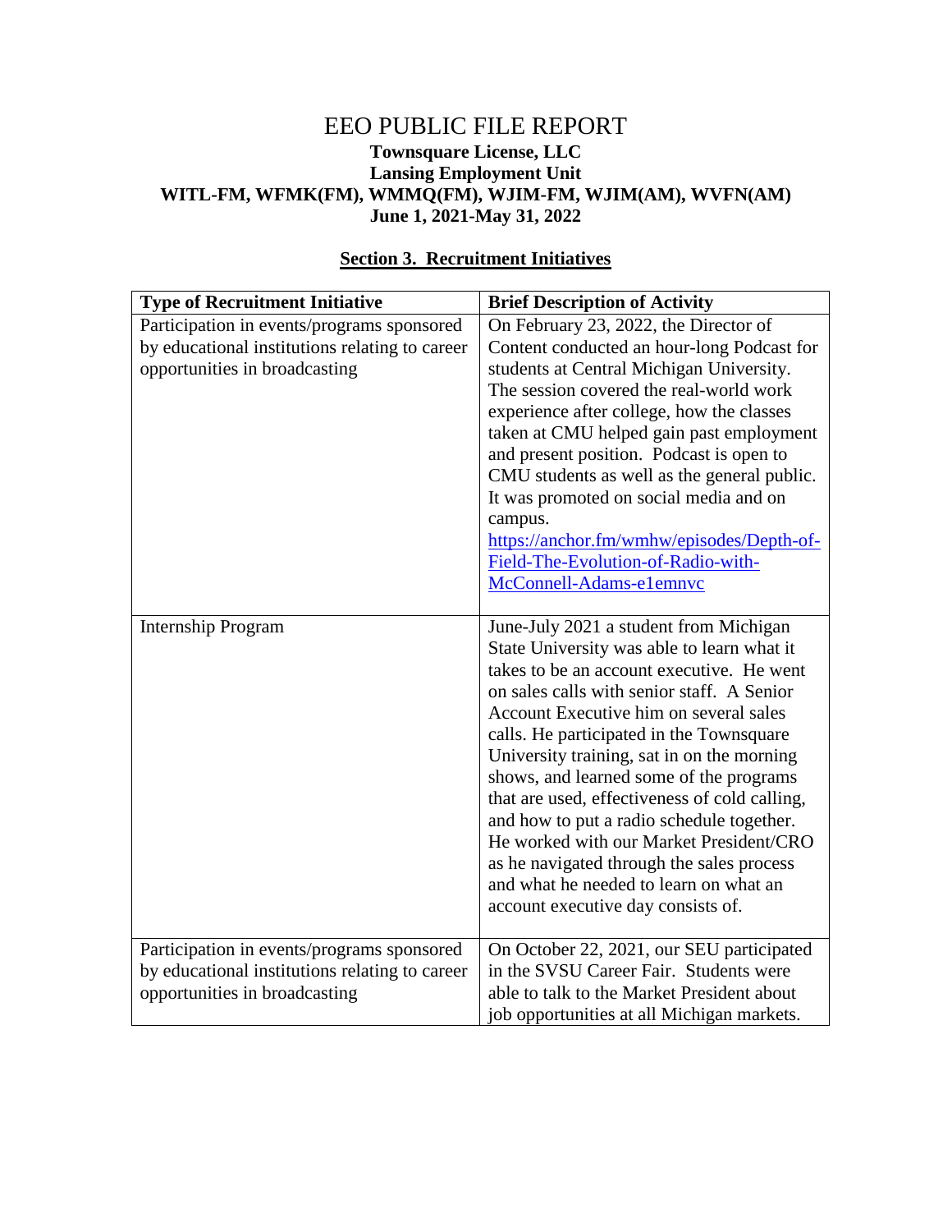# EEO PUBLIC FILE REPORT

**Townsquare License, LLC**
**Lansing Employment Unit**
**WITL-FM, WFMK(FM), WMMQ(FM), WJIM-FM, WJIM(AM), WVFN(AM)**
**June 1, 2021-May 31, 2022**

## Section 3. Recruitment Initiatives

| Type of Recruitment Initiative | Brief Description of Activity |
|---|---|
| Participation in events/programs sponsored by educational institutions relating to career opportunities in broadcasting | On February 23, 2022, the Director of Content conducted an hour-long Podcast for students at Central Michigan University. The session covered the real-world work experience after college, how the classes taken at CMU helped gain past employment and present position. Podcast is open to CMU students as well as the general public. It was promoted on social media and on campus. https://anchor.fm/wmhw/episodes/Depth-of-Field-The-Evolution-of-Radio-with-McConnell-Adams-e1emnvc |
| Internship Program | June-July 2021 a student from Michigan State University was able to learn what it takes to be an account executive. He went on sales calls with senior staff. A Senior Account Executive him on several sales calls. He participated in the Townsquare University training, sat in on the morning shows, and learned some of the programs that are used, effectiveness of cold calling, and how to put a radio schedule together. He worked with our Market President/CRO as he navigated through the sales process and what he needed to learn on what an account executive day consists of. |
| Participation in events/programs sponsored by educational institutions relating to career opportunities in broadcasting | On October 22, 2021, our SEU participated in the SVSU Career Fair. Students were able to talk to the Market President about job opportunities at all Michigan markets. |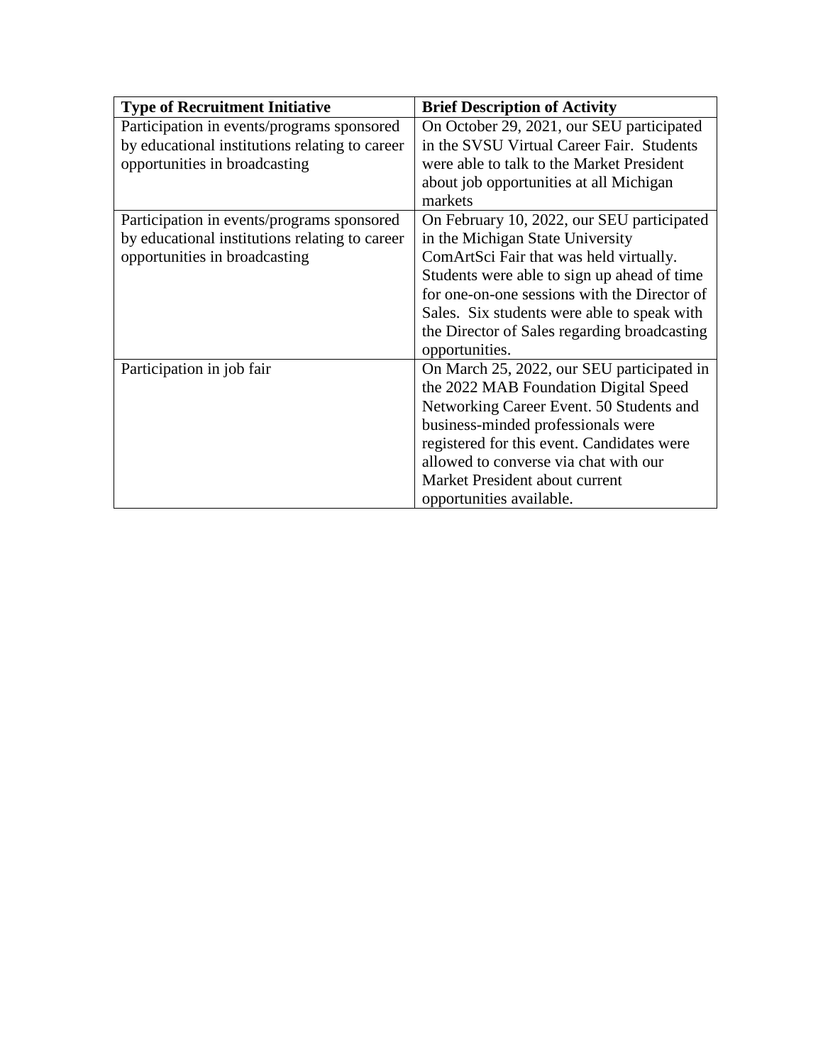| **Type of Recruitment Initiative** | **Brief Description of Activity** |
| --- | --- |
| Participation in events/programs sponsored by educational institutions relating to career opportunities in broadcasting | On October 29, 2021, our SEU participated in the SVSU Virtual Career Fair. Students were able to talk to the Market President about job opportunities at all Michigan markets |
| Participation in events/programs sponsored by educational institutions relating to career opportunities in broadcasting | On February 10, 2022, our SEU participated in the Michigan State University ComArtSci Fair that was held virtually. Students were able to sign up ahead of time for one-on-one sessions with the Director of Sales. Six students were able to speak with the Director of Sales regarding broadcasting opportunities. |
| Participation in job fair | On March 25, 2022, our SEU participated in the 2022 MAB Foundation Digital Speed Networking Career Event. 50 Students and business-minded professionals were registered for this event. Candidates were allowed to converse via chat with our Market President about current opportunities available. |